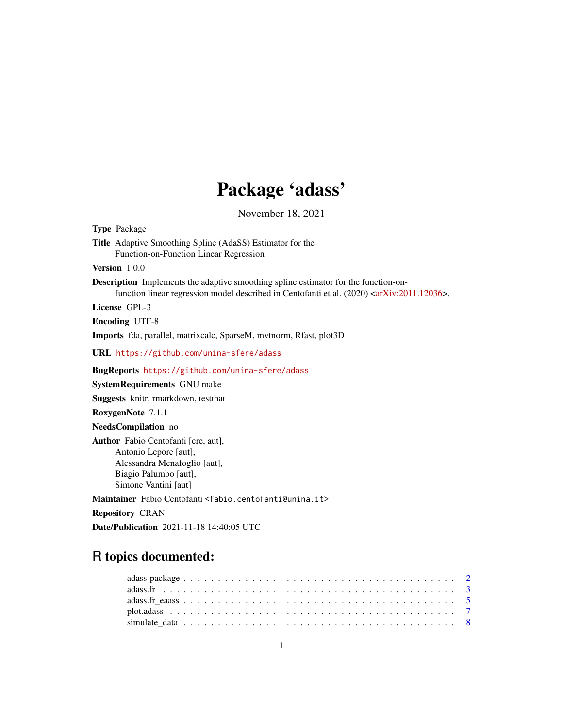# Package 'adass'

November 18, 2021

**Type** Package

**Title** Adaptive Smoothing Spline (AdaSS) Estimator for the Function-on-Function Linear Regression

**Version** 1.0.0

**Description** Implements the adaptive smoothing spline estimator for the function-on-function linear regression model described in Centofanti et al. (2020) <arXiv:2011.12036>.

**License** GPL-3

**Encoding** UTF-8

**Imports** fda, parallel, matrixcalc, SparseM, mvtnorm, Rfast, plot3D

**URL** https://github.com/unina-sfere/adass

**BugReports** https://github.com/unina-sfere/adass

**SystemRequirements** GNU make

**Suggests** knitr, rmarkdown, testthat

**RoxygenNote** 7.1.1

**NeedsCompilation** no

**Author** Fabio Centofanti [cre, aut],
Antonio Lepore [aut],
Alessandra Menafoglio [aut],
Biagio Palumbo [aut],
Simone Vantini [aut]

**Maintainer** Fabio Centofanti <fabio.centofanti@unina.it>

**Repository** CRAN

**Date/Publication** 2021-11-18 14:40:05 UTC

## R topics documented:

- adass-package . . . . . . . . . . . . . . . . . . . . . . . . . . . . . . . . . . . . . . 2
- adass.fr . . . . . . . . . . . . . . . . . . . . . . . . . . . . . . . . . . . . . . . . . . . 3
- adass.fr_eaass . . . . . . . . . . . . . . . . . . . . . . . . . . . . . . . . . . . . . . 5
- plot.adass . . . . . . . . . . . . . . . . . . . . . . . . . . . . . . . . . . . . . . . . . 7
- simulate_data . . . . . . . . . . . . . . . . . . . . . . . . . . . . . . . . . . . . . . 8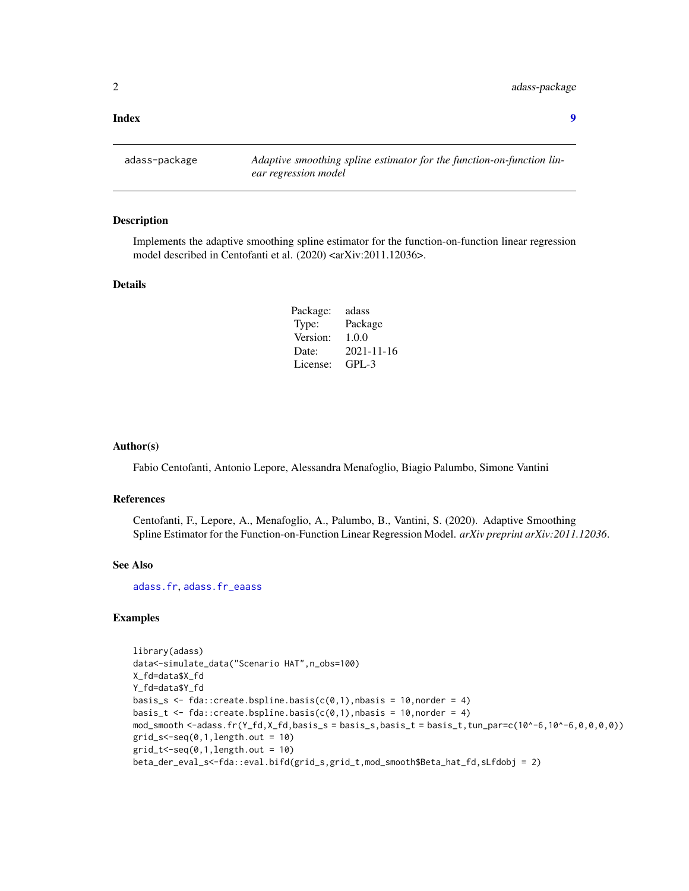**Index** 9

---

`adass-package` *Adaptive smoothing spline estimator for the function-on-function linear regression model*

---

## Description

Implements the adaptive smoothing spline estimator for the function-on-function linear regression model described in Centofanti et al. (2020) <arXiv:2011.12036>.

## Details

| Package: | adass |
|---|---|
| Type: | Package |
| Version: | 1.0.0 |
| Date: | 2021-11-16 |
| License: | GPL-3 |

## Author(s)

Fabio Centofanti, Antonio Lepore, Alessandra Menafoglio, Biagio Palumbo, Simone Vantini

## References

Centofanti, F., Lepore, A., Menafoglio, A., Palumbo, B., Vantini, S. (2020). Adaptive Smoothing Spline Estimator for the Function-on-Function Linear Regression Model. *arXiv preprint arXiv:2011.12036*.

## See Also

`adass.fr`, `adass.fr_eaass`

## Examples

```
library(adass)
data<-simulate_data("Scenario HAT",n_obs=100)
X_fd=data$X_fd
Y_fd=data$Y_fd
basis_s <- fda::create.bspline.basis(c(0,1),nbasis = 10,norder = 4)
basis_t <- fda::create.bspline.basis(c(0,1),nbasis = 10,norder = 4)
mod_smooth <-adass.fr(Y_fd,X_fd,basis_s = basis_s,basis_t = basis_t,tun_par=c(10^-6,10^-6,0,0,0,0))
grid_s<-seq(0,1,length.out = 10)
grid_t<-seq(0,1,length.out = 10)
beta_der_eval_s<-fda::eval.bifd(grid_s,grid_t,mod_smooth$Beta_hat_fd,sLfdobj = 2)
```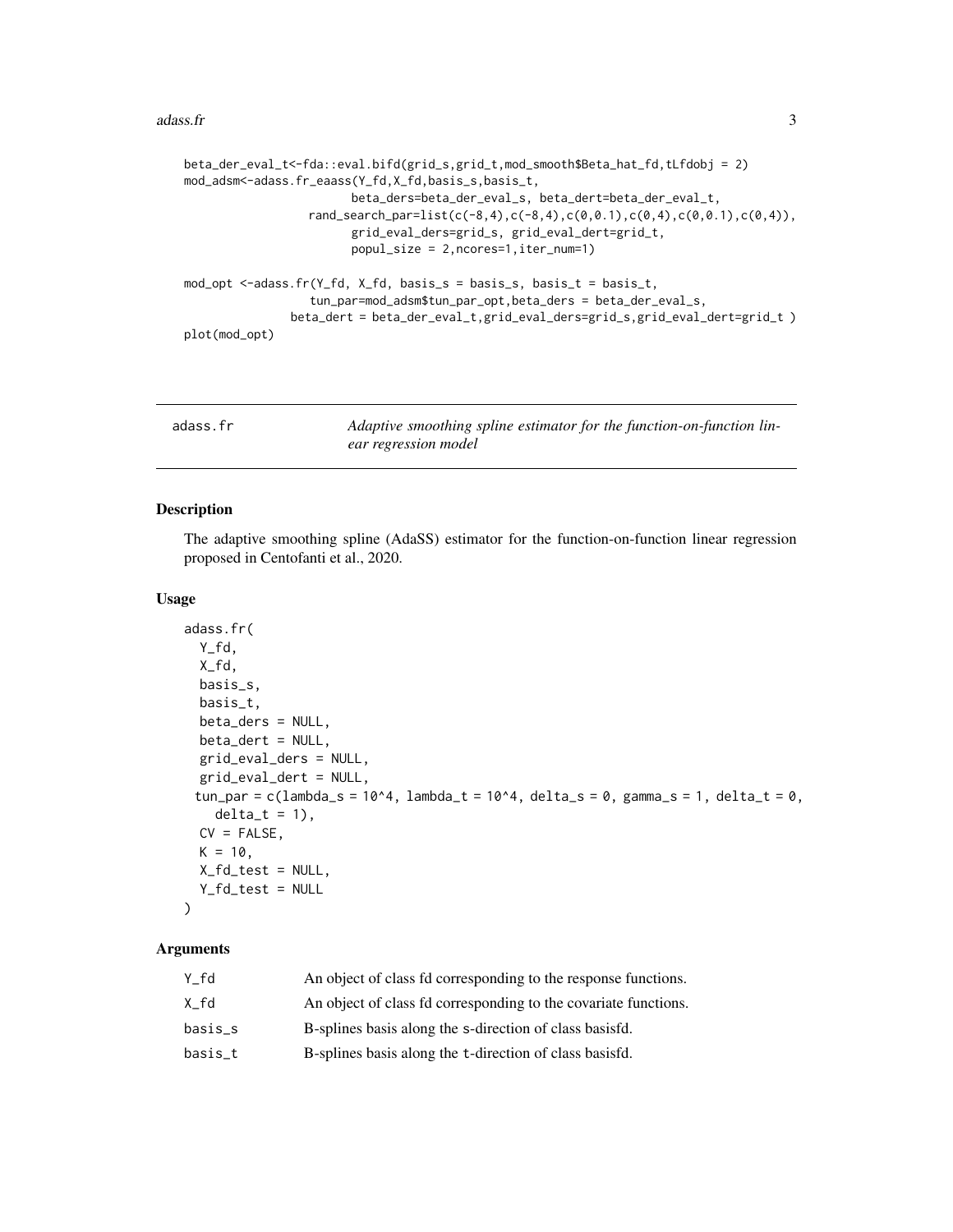```
beta_der_eval_t<-fda::eval.bifd(grid_s,grid_t,mod_smooth$Beta_hat_fd,tLfdobj = 2)
mod_adsm<-adass.fr_eaass(Y_fd,X_fd,basis_s,basis_t,
                        beta_ders=beta_der_eval_s, beta_dert=beta_der_eval_t,
                  rand_search_par=list(c(-8,4),c(-8,4),c(0,0.1),c(0,4),c(0,0.1),c(0,4)),
                        grid_eval_ders=grid_s, grid_eval_dert=grid_t,
                        popul_size = 2,ncores=1,iter_num=1)

mod_opt <-adass.fr(Y_fd, X_fd, basis_s = basis_s, basis_t = basis_t,
                  tun_par=mod_adsm$tun_par_opt,beta_ders = beta_der_eval_s,
               beta_dert = beta_der_eval_t,grid_eval_ders=grid_s,grid_eval_dert=grid_t )
plot(mod_opt)
```

## adass.fr — *Adaptive smoothing spline estimator for the function-on-function linear regression model*

### Description

The adaptive smoothing spline (AdaSS) estimator for the function-on-function linear regression proposed in Centofanti et al., 2020.

### Usage

```
adass.fr(
  Y_fd,
  X_fd,
  basis_s,
  basis_t,
  beta_ders = NULL,
  beta_dert = NULL,
  grid_eval_ders = NULL,
  grid_eval_dert = NULL,
 tun_par = c(lambda_s = 10^4, lambda_t = 10^4, delta_s = 0, gamma_s = 1, delta_t = 0,
    delta_t = 1),
  CV = FALSE,
  K = 10,
  X_fd_test = NULL,
  Y_fd_test = NULL
)
```

### Arguments

| | |
|---|---|
| Y_fd | An object of class fd corresponding to the response functions. |
| X_fd | An object of class fd corresponding to the covariate functions. |
| basis_s | B-splines basis along the s-direction of class basisfd. |
| basis_t | B-splines basis along the t-direction of class basisfd. |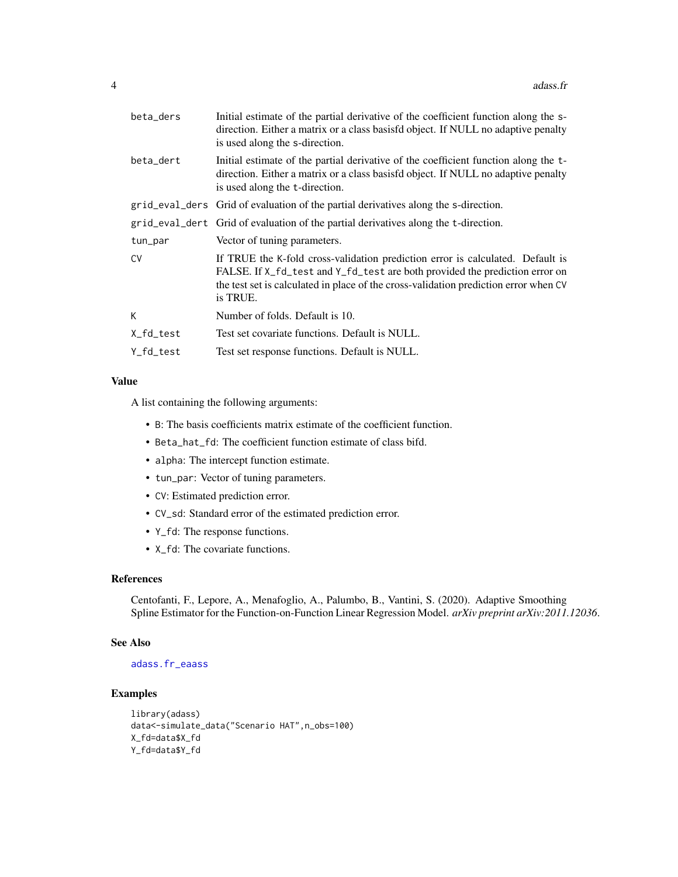| | |
|---|---|
| `beta_ders` | Initial estimate of the partial derivative of the coefficient function along the `s`-direction. Either a matrix or a class basisfd object. If NULL no adaptive penalty is used along the `s`-direction. |
| `beta_dert` | Initial estimate of the partial derivative of the coefficient function along the `t`-direction. Either a matrix or a class basisfd object. If NULL no adaptive penalty is used along the `t`-direction. |
| `grid_eval_ders` | Grid of evaluation of the partial derivatives along the `s`-direction. |
| `grid_eval_dert` | Grid of evaluation of the partial derivatives along the `t`-direction. |
| `tun_par` | Vector of tuning parameters. |
| `CV` | If TRUE the `K`-fold cross-validation prediction error is calculated. Default is FALSE. If `X_fd_test` and `Y_fd_test` are both provided the prediction error on the test set is calculated in place of the cross-validation prediction error when `CV` is TRUE. |
| `K` | Number of folds. Default is 10. |
| `X_fd_test` | Test set covariate functions. Default is NULL. |
| `Y_fd_test` | Test set response functions. Default is NULL. |

### Value

A list containing the following arguments:

- `B`: The basis coefficients matrix estimate of the coefficient function.
- `Beta_hat_fd`: The coefficient function estimate of class bifd.
- `alpha`: The intercept function estimate.
- `tun_par`: Vector of tuning parameters.
- `CV`: Estimated prediction error.
- `CV_sd`: Standard error of the estimated prediction error.
- `Y_fd`: The response functions.
- `X_fd`: The covariate functions.

### References

Centofanti, F., Lepore, A., Menafoglio, A., Palumbo, B., Vantini, S. (2020). Adaptive Smoothing Spline Estimator for the Function-on-Function Linear Regression Model. *arXiv preprint arXiv:2011.12036*.

### See Also

`adass.fr_eaass`

### Examples

```
library(adass)
data<-simulate_data("Scenario HAT",n_obs=100)
X_fd=data$X_fd
Y_fd=data$Y_fd
```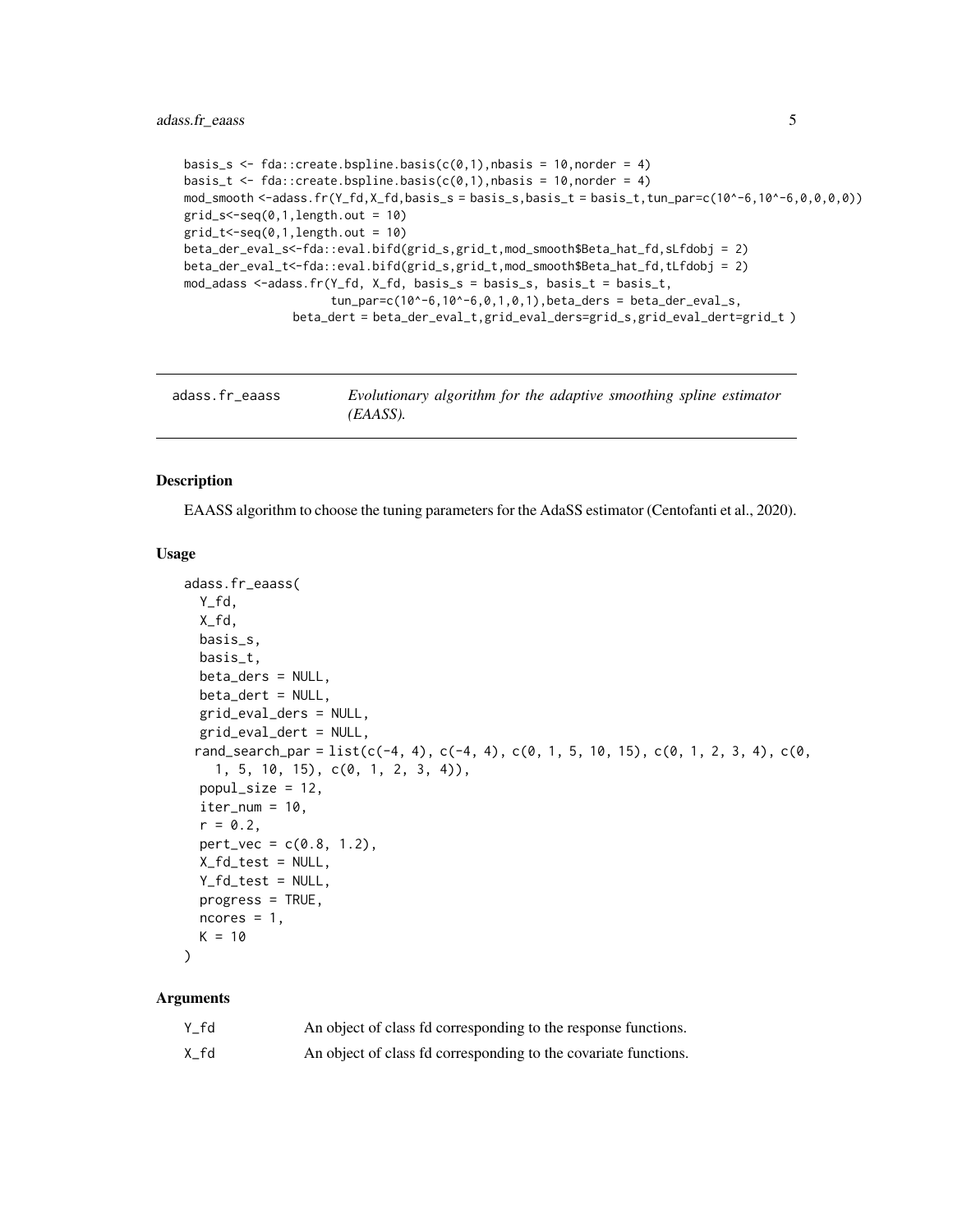```
basis_s <- fda::create.bspline.basis(c(0,1),nbasis = 10,norder = 4)
basis_t <- fda::create.bspline.basis(c(0,1),nbasis = 10,norder = 4)
mod_smooth <-adass.fr(Y_fd,X_fd,basis_s = basis_s,basis_t = basis_t,tun_par=c(10^-6,10^-6,0,0,0,0))
grid_s<-seq(0,1,length.out = 10)
grid_t<-seq(0,1,length.out = 10)
beta_der_eval_s<-fda::eval.bifd(grid_s,grid_t,mod_smooth$Beta_hat_fd,sLfdobj = 2)
beta_der_eval_t<-fda::eval.bifd(grid_s,grid_t,mod_smooth$Beta_hat_fd,tLfdobj = 2)
mod_adass <-adass.fr(Y_fd, X_fd, basis_s = basis_s, basis_t = basis_t,
                     tun_par=c(10^-6,10^-6,0,1,0,1),beta_ders = beta_der_eval_s,
               beta_dert = beta_der_eval_t,grid_eval_ders=grid_s,grid_eval_dert=grid_t )
```

---

## adass.fr_eaass

*Evolutionary algorithm for the adaptive smoothing spline estimator (EAASS).*

### Description

EAASS algorithm to choose the tuning parameters for the AdaSS estimator (Centofanti et al., 2020).

### Usage

```
adass.fr_eaass(
  Y_fd,
  X_fd,
  basis_s,
  basis_t,
  beta_ders = NULL,
  beta_dert = NULL,
  grid_eval_ders = NULL,
  grid_eval_dert = NULL,
 rand_search_par = list(c(-4, 4), c(-4, 4), c(0, 1, 5, 10, 15), c(0, 1, 2, 3, 4), c(0,
    1, 5, 10, 15), c(0, 1, 2, 3, 4)),
  popul_size = 12,
  iter_num = 10,
  r = 0.2,
  pert_vec = c(0.8, 1.2),
  X_fd_test = NULL,
  Y_fd_test = NULL,
  progress = TRUE,
  ncores = 1,
  K = 10
)
```

### Arguments

| | |
|---|---|
| Y_fd | An object of class fd corresponding to the response functions. |
| X_fd | An object of class fd corresponding to the covariate functions. |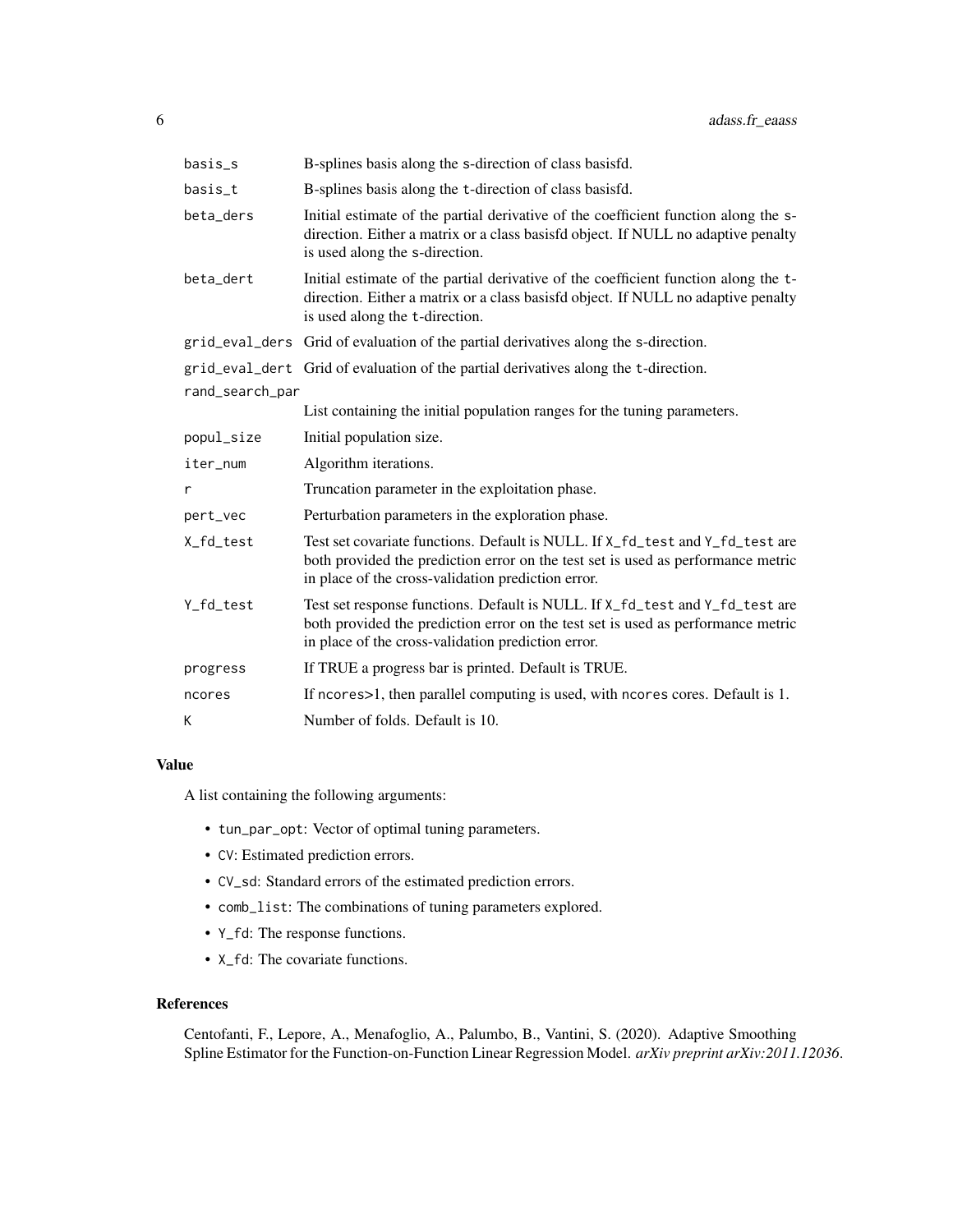| | |
|---|---|
| basis_s | B-splines basis along the s-direction of class basisfd. |
| basis_t | B-splines basis along the t-direction of class basisfd. |
| beta_ders | Initial estimate of the partial derivative of the coefficient function along the s-direction. Either a matrix or a class basisfd object. If NULL no adaptive penalty is used along the s-direction. |
| beta_dert | Initial estimate of the partial derivative of the coefficient function along the t-direction. Either a matrix or a class basisfd object. If NULL no adaptive penalty is used along the t-direction. |
| grid_eval_ders | Grid of evaluation of the partial derivatives along the s-direction. |
| grid_eval_dert | Grid of evaluation of the partial derivatives along the t-direction. |
| rand_search_par | List containing the initial population ranges for the tuning parameters. |
| popul_size | Initial population size. |
| iter_num | Algorithm iterations. |
| r | Truncation parameter in the exploitation phase. |
| pert_vec | Perturbation parameters in the exploration phase. |
| X_fd_test | Test set covariate functions. Default is NULL. If X_fd_test and Y_fd_test are both provided the prediction error on the test set is used as performance metric in place of the cross-validation prediction error. |
| Y_fd_test | Test set response functions. Default is NULL. If X_fd_test and Y_fd_test are both provided the prediction error on the test set is used as performance metric in place of the cross-validation prediction error. |
| progress | If TRUE a progress bar is printed. Default is TRUE. |
| ncores | If ncores>1, then parallel computing is used, with ncores cores. Default is 1. |
| K | Number of folds. Default is 10. |

## Value

A list containing the following arguments:

- tun_par_opt: Vector of optimal tuning parameters.
- CV: Estimated prediction errors.
- CV_sd: Standard errors of the estimated prediction errors.
- comb_list: The combinations of tuning parameters explored.
- Y_fd: The response functions.
- X_fd: The covariate functions.

## References

Centofanti, F., Lepore, A., Menafoglio, A., Palumbo, B., Vantini, S. (2020). Adaptive Smoothing Spline Estimator for the Function-on-Function Linear Regression Model. *arXiv preprint arXiv:2011.12036*.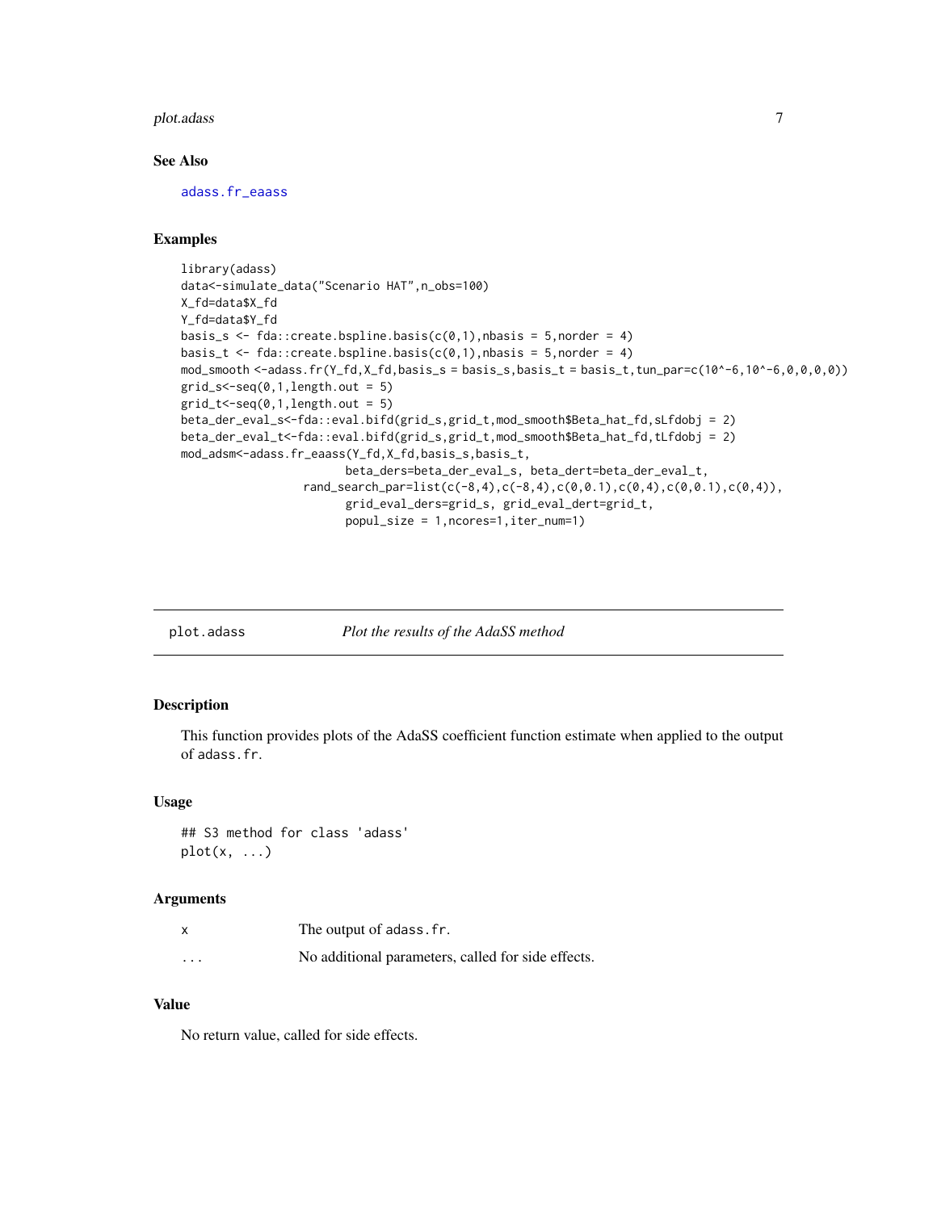### See Also

adass.fr_eaass

### Examples

```
library(adass)
data<-simulate_data("Scenario HAT",n_obs=100)
X_fd=data$X_fd
Y_fd=data$Y_fd
basis_s <- fda::create.bspline.basis(c(0,1),nbasis = 5,norder = 4)
basis_t <- fda::create.bspline.basis(c(0,1),nbasis = 5,norder = 4)
mod_smooth <-adass.fr(Y_fd,X_fd,basis_s = basis_s,basis_t = basis_t,tun_par=c(10^-6,10^-6,0,0,0,0))
grid_s<-seq(0,1,length.out = 5)
grid_t<-seq(0,1,length.out = 5)
beta_der_eval_s<-fda::eval.bifd(grid_s,grid_t,mod_smooth$Beta_hat_fd,sLfdobj = 2)
beta_der_eval_t<-fda::eval.bifd(grid_s,grid_t,mod_smooth$Beta_hat_fd,tLfdobj = 2)
mod_adsm<-adass.fr_eaass(Y_fd,X_fd,basis_s,basis_t,
                        beta_ders=beta_der_eval_s, beta_dert=beta_der_eval_t,
                  rand_search_par=list(c(-8,4),c(-8,4),c(0,0.1),c(0,4),c(0,0.1),c(0,4)),
                        grid_eval_ders=grid_s, grid_eval_dert=grid_t,
                        popul_size = 1,ncores=1,iter_num=1)
```

---

## plot.adass — *Plot the results of the AdaSS method*

### Description

This function provides plots of the AdaSS coefficient function estimate when applied to the output of `adass.fr`.

### Usage

```
## S3 method for class 'adass'
plot(x, ...)
```

### Arguments

| | |
|---|---|
| `x` | The output of `adass.fr`. |
| `...` | No additional parameters, called for side effects. |

### Value

No return value, called for side effects.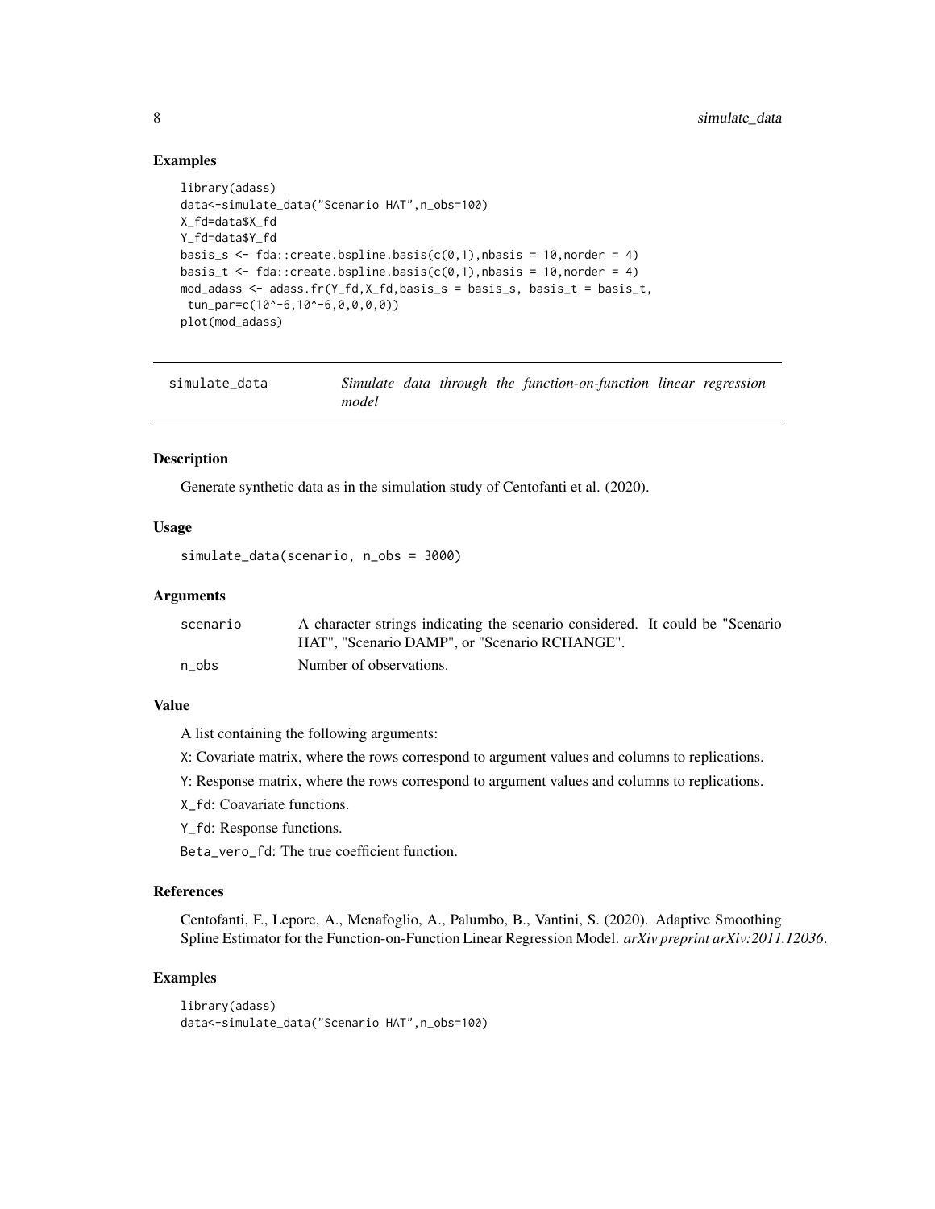### Examples

```
library(adass)
data<-simulate_data("Scenario HAT",n_obs=100)
X_fd=data$X_fd
Y_fd=data$Y_fd
basis_s <- fda::create.bspline.basis(c(0,1),nbasis = 10,norder = 4)
basis_t <- fda::create.bspline.basis(c(0,1),nbasis = 10,norder = 4)
mod_adass <- adass.fr(Y_fd,X_fd,basis_s = basis_s, basis_t = basis_t,
 tun_par=c(10^-6,10^-6,0,0,0,0))
plot(mod_adass)
```

---

## simulate_data — *Simulate data through the function-on-function linear regression model*

---

### Description

Generate synthetic data as in the simulation study of Centofanti et al. (2020).

### Usage

```
simulate_data(scenario, n_obs = 3000)
```

### Arguments

| | |
|---|---|
| scenario | A character strings indicating the scenario considered. It could be "Scenario HAT", "Scenario DAMP", or "Scenario RCHANGE". |
| n_obs | Number of observations. |

### Value

A list containing the following arguments:

X: Covariate matrix, where the rows correspond to argument values and columns to replications.

Y: Response matrix, where the rows correspond to argument values and columns to replications.

X_fd: Coavariate functions.

Y_fd: Response functions.

Beta_vero_fd: The true coefficient function.

### References

Centofanti, F., Lepore, A., Menafoglio, A., Palumbo, B., Vantini, S. (2020). Adaptive Smoothing Spline Estimator for the Function-on-Function Linear Regression Model. *arXiv preprint arXiv:2011.12036*.

### Examples

```
library(adass)
data<-simulate_data("Scenario HAT",n_obs=100)
```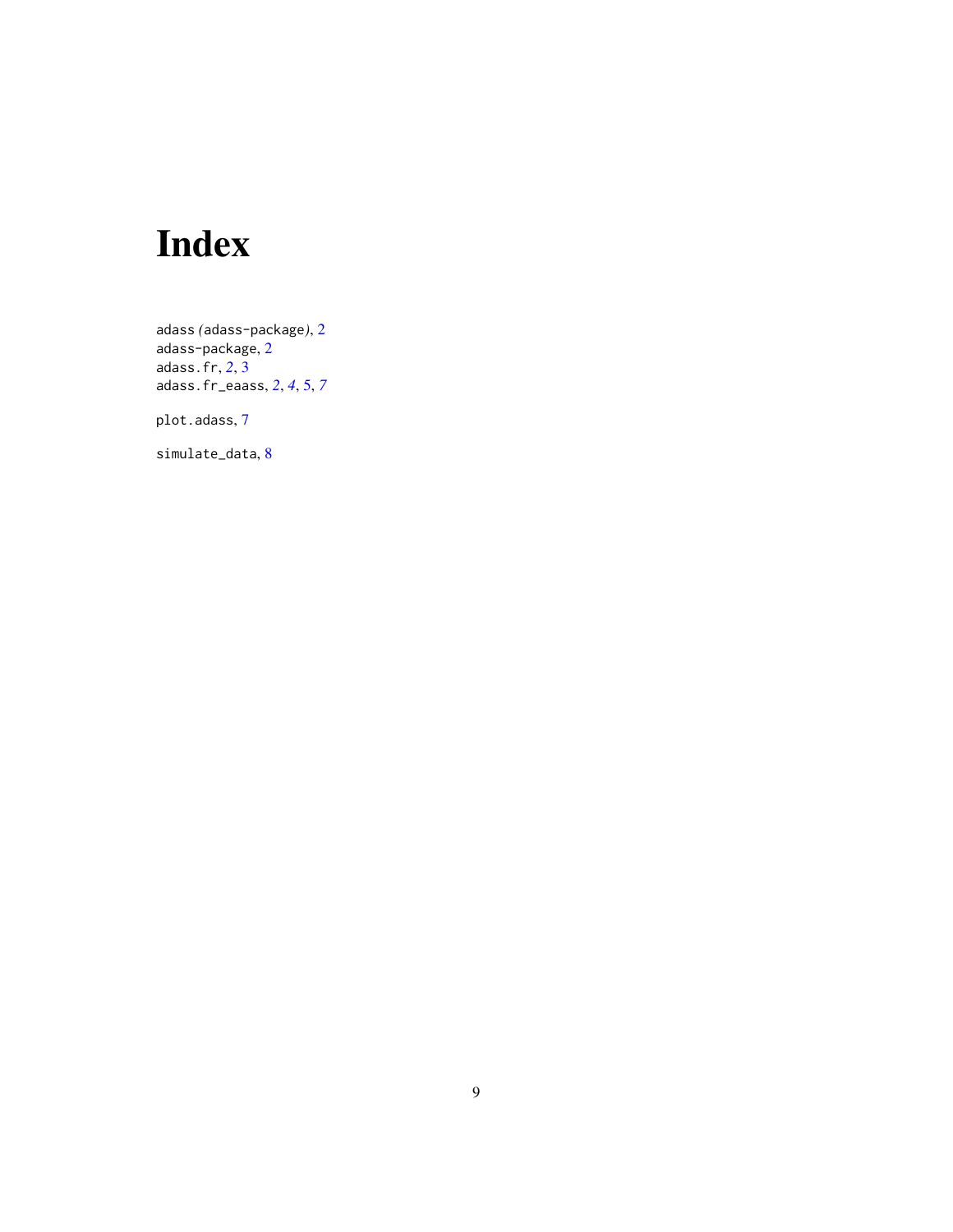# Index

adass (adass-package), 2
adass-package, 2
adass.fr, *2*, 3
adass.fr_eaass, *2*, *4*, 5, *7*

plot.adass, 7

simulate_data, 8